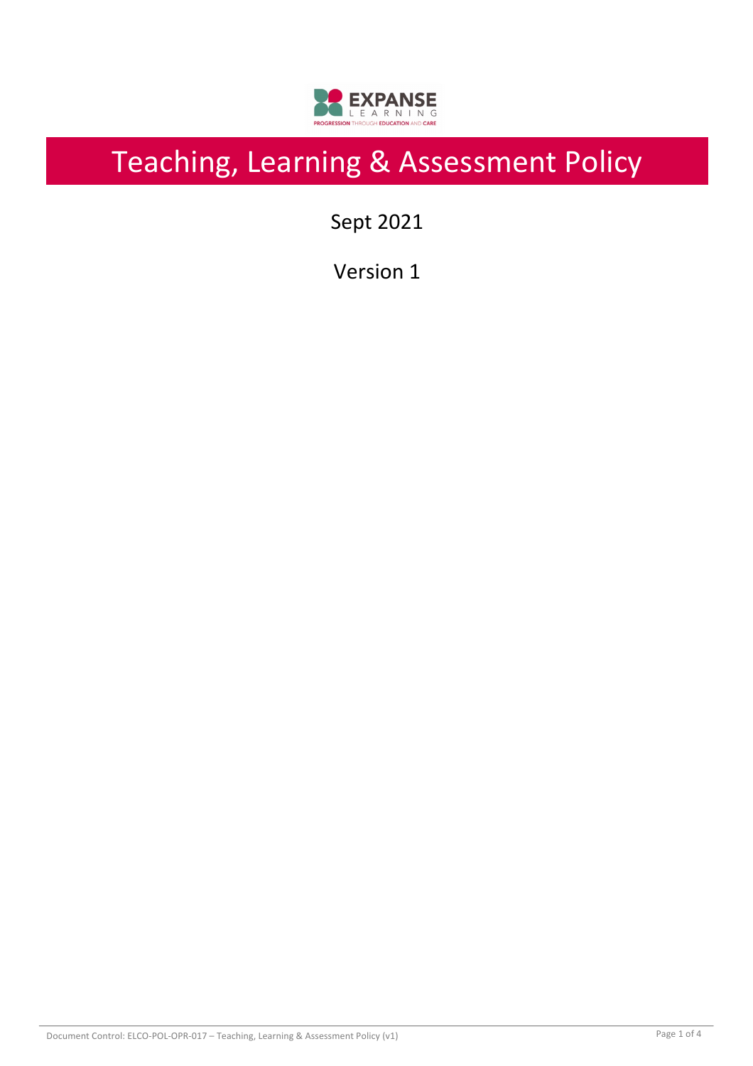# Teaching, Learning & Assessment Policy

Sept 2021

Version 1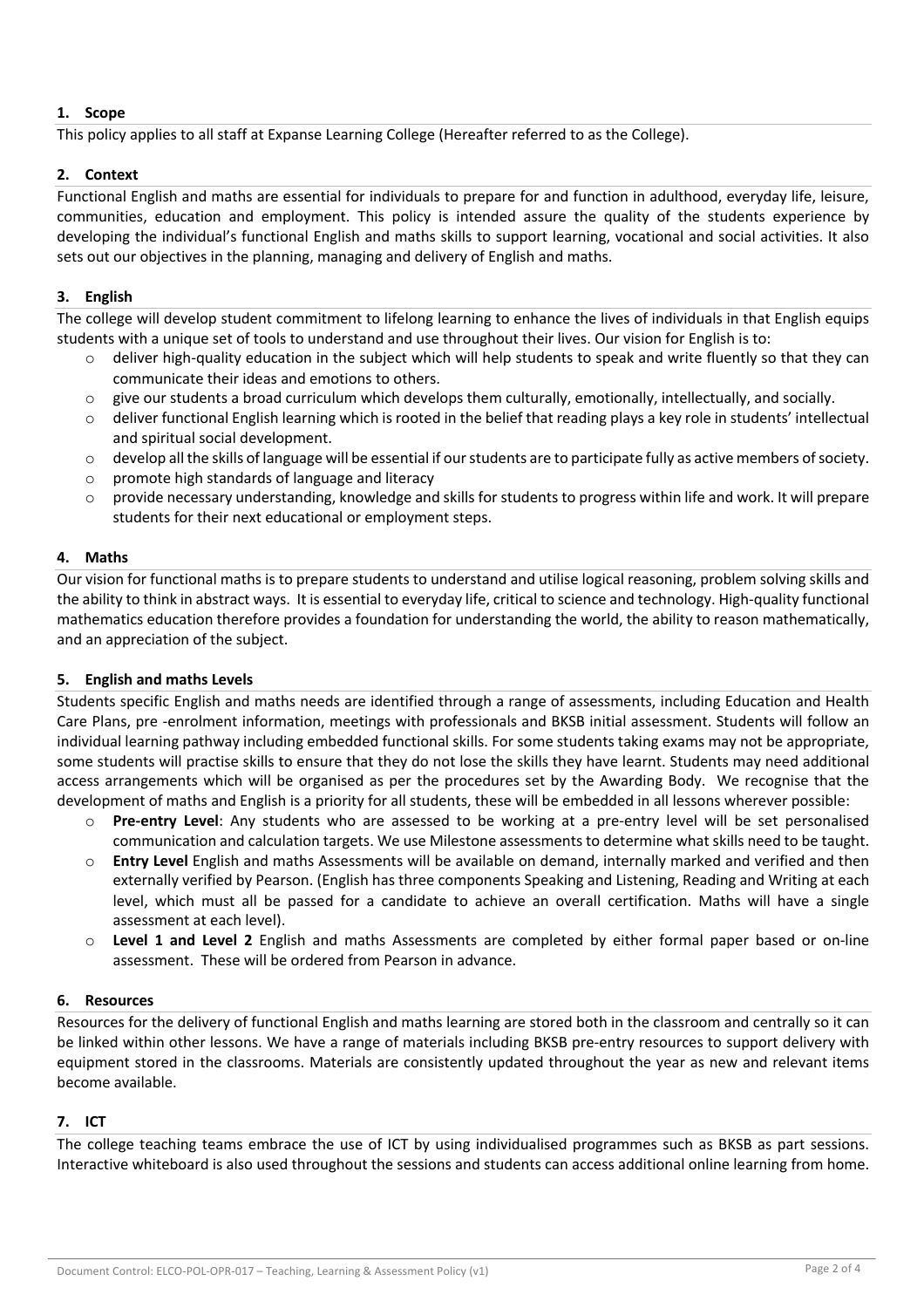## 1. Scope

This policy applies to all staff at Expanse Learning College (Hereafter referred to as the College).

## 2. Context

Functional English and maths are essential for individuals to prepare for and function in adulthood, everyday life, leisure, communities, education and employment. This policy is intended assure the quality of the students experience by developing the individual's functional English and maths skills to support learning, vocational and social activities. It also sets out our objectives in the planning, managing and delivery of English and maths.

## 3. English

The college will develop student commitment to lifelong learning to enhance the lives of individuals in that English equips students with a unique set of tools to understand and use throughout their lives. Our vision for English is to:

- deliver high-quality education in the subject which will help students to speak and write fluently so that they can communicate their ideas and emotions to others.
- give our students a broad curriculum which develops them culturally, emotionally, intellectually, and socially.
- deliver functional English learning which is rooted in the belief that reading plays a key role in students' intellectual and spiritual social development.
- develop all the skills of language will be essential if our students are to participate fully as active members of society.
- promote high standards of language and literacy
- provide necessary understanding, knowledge and skills for students to progress within life and work. It will prepare students for their next educational or employment steps.

## 4. Maths

Our vision for functional maths is to prepare students to understand and utilise logical reasoning, problem solving skills and the ability to think in abstract ways. It is essential to everyday life, critical to science and technology. High-quality functional mathematics education therefore provides a foundation for understanding the world, the ability to reason mathematically, and an appreciation of the subject.

## 5. English and maths Levels

Students specific English and maths needs are identified through a range of assessments, including Education and Health Care Plans, pre -enrolment information, meetings with professionals and BKSB initial assessment. Students will follow an individual learning pathway including embedded functional skills. For some students taking exams may not be appropriate, some students will practise skills to ensure that they do not lose the skills they have learnt. Students may need additional access arrangements which will be organised as per the procedures set by the Awarding Body. We recognise that the development of maths and English is a priority for all students, these will be embedded in all lessons wherever possible:

- **Pre-entry Level**: Any students who are assessed to be working at a pre-entry level will be set personalised communication and calculation targets. We use Milestone assessments to determine what skills need to be taught.
- **Entry Level** English and maths Assessments will be available on demand, internally marked and verified and then externally verified by Pearson. (English has three components Speaking and Listening, Reading and Writing at each level, which must all be passed for a candidate to achieve an overall certification. Maths will have a single assessment at each level).
- **Level 1 and Level 2** English and maths Assessments are completed by either formal paper based or on-line assessment. These will be ordered from Pearson in advance.

## 6. Resources

Resources for the delivery of functional English and maths learning are stored both in the classroom and centrally so it can be linked within other lessons. We have a range of materials including BKSB pre-entry resources to support delivery with equipment stored in the classrooms. Materials are consistently updated throughout the year as new and relevant items become available.

## 7. ICT

The college teaching teams embrace the use of ICT by using individualised programmes such as BKSB as part sessions. Interactive whiteboard is also used throughout the sessions and students can access additional online learning from home.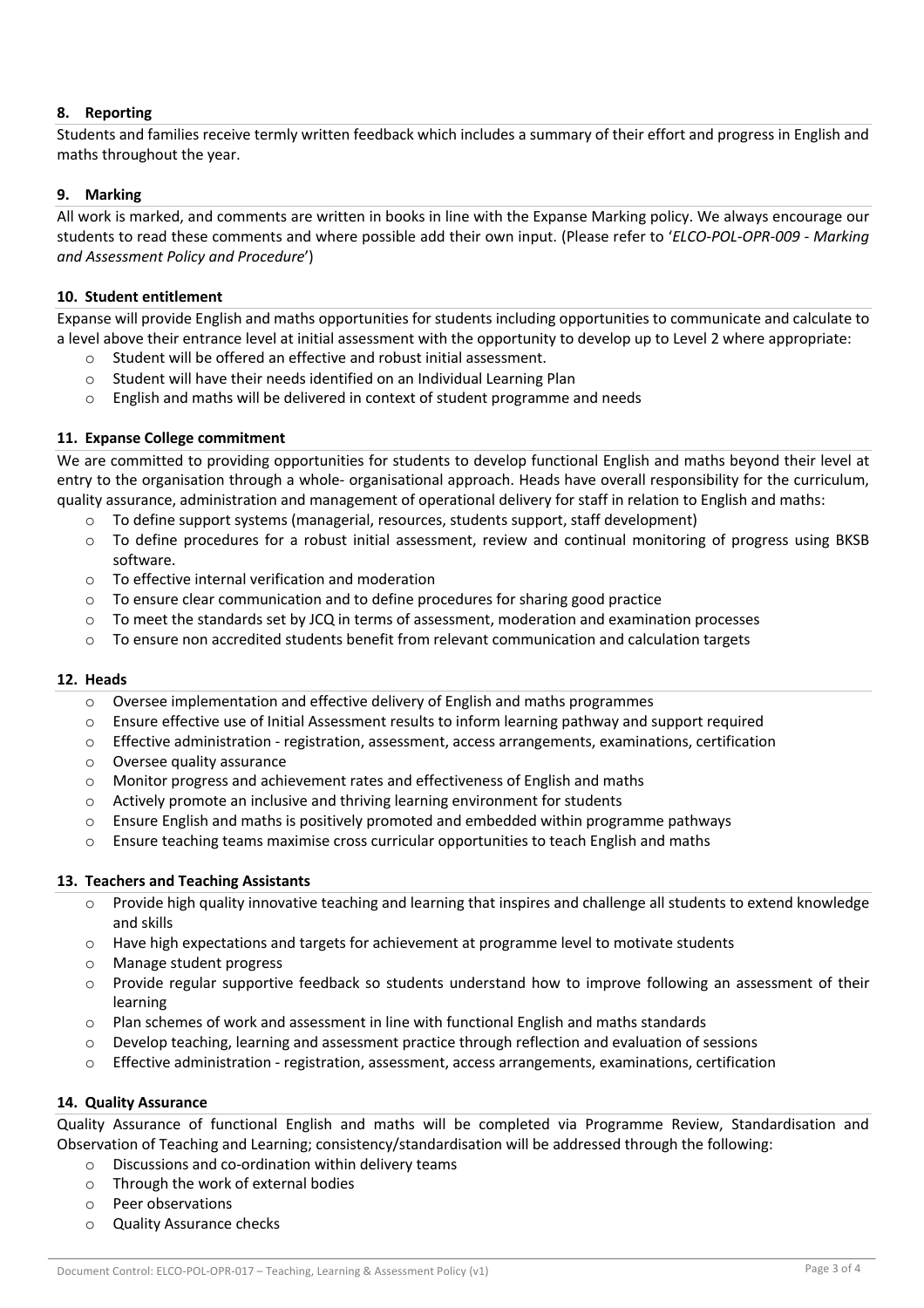## 8. Reporting

Students and families receive termly written feedback which includes a summary of their effort and progress in English and maths throughout the year.

## 9. Marking

All work is marked, and comments are written in books in line with the Expanse Marking policy. We always encourage our students to read these comments and where possible add their own input. (Please refer to '*ELCO-POL-OPR-009 - Marking and Assessment Policy and Procedure*')

## 10. Student entitlement

Expanse will provide English and maths opportunities for students including opportunities to communicate and calculate to a level above their entrance level at initial assessment with the opportunity to develop up to Level 2 where appropriate:

- Student will be offered an effective and robust initial assessment.
- Student will have their needs identified on an Individual Learning Plan
- English and maths will be delivered in context of student programme and needs

## 11. Expanse College commitment

We are committed to providing opportunities for students to develop functional English and maths beyond their level at entry to the organisation through a whole- organisational approach. Heads have overall responsibility for the curriculum, quality assurance, administration and management of operational delivery for staff in relation to English and maths:

- To define support systems (managerial, resources, students support, staff development)
- To define procedures for a robust initial assessment, review and continual monitoring of progress using BKSB software.
- To effective internal verification and moderation
- To ensure clear communication and to define procedures for sharing good practice
- To meet the standards set by JCQ in terms of assessment, moderation and examination processes
- To ensure non accredited students benefit from relevant communication and calculation targets

## 12. Heads

- Oversee implementation and effective delivery of English and maths programmes
- Ensure effective use of Initial Assessment results to inform learning pathway and support required
- Effective administration - registration, assessment, access arrangements, examinations, certification
- Oversee quality assurance
- Monitor progress and achievement rates and effectiveness of English and maths
- Actively promote an inclusive and thriving learning environment for students
- Ensure English and maths is positively promoted and embedded within programme pathways
- Ensure teaching teams maximise cross curricular opportunities to teach English and maths

## 13. Teachers and Teaching Assistants

- Provide high quality innovative teaching and learning that inspires and challenge all students to extend knowledge and skills
- Have high expectations and targets for achievement at programme level to motivate students
- Manage student progress
- Provide regular supportive feedback so students understand how to improve following an assessment of their learning
- Plan schemes of work and assessment in line with functional English and maths standards
- Develop teaching, learning and assessment practice through reflection and evaluation of sessions
- Effective administration - registration, assessment, access arrangements, examinations, certification

## 14. Quality Assurance

Quality Assurance of functional English and maths will be completed via Programme Review, Standardisation and Observation of Teaching and Learning; consistency/standardisation will be addressed through the following:

- Discussions and co-ordination within delivery teams
- Through the work of external bodies
- Peer observations
- Quality Assurance checks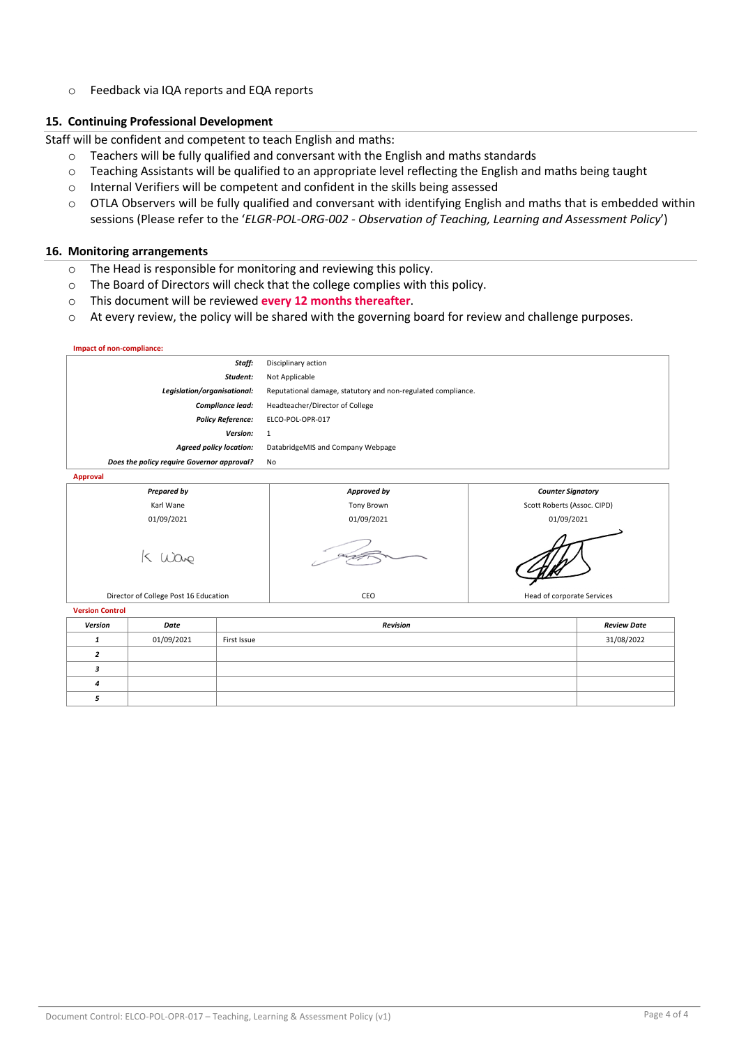- Feedback via IQA reports and EQA reports

## 15. Continuing Professional Development

Staff will be confident and competent to teach English and maths:

- Teachers will be fully qualified and conversant with the English and maths standards
- Teaching Assistants will be qualified to an appropriate level reflecting the English and maths being taught
- Internal Verifiers will be competent and confident in the skills being assessed
- OTLA Observers will be fully qualified and conversant with identifying English and maths that is embedded within sessions (Please refer to the '*ELGR-POL-ORG-002 - Observation of Teaching, Learning and Assessment Policy*')

## 16. Monitoring arrangements

- The Head is responsible for monitoring and reviewing this policy.
- The Board of Directors will check that the college complies with this policy.
- This document will be reviewed **every 12 months thereafter**.
- At every review, the policy will be shared with the governing board for review and challenge purposes.

**Impact of non-compliance:**

| | |
|---|---|
| ***Staff:*** | Disciplinary action |
| ***Student:*** | Not Applicable |
| ***Legislation/organisational:*** | Reputational damage, statutory and non-regulated compliance. |
| ***Compliance lead:*** | Headteacher/Director of College |
| ***Policy Reference:*** | ELCO-POL-OPR-017 |
| ***Version:*** | 1 |
| ***Agreed policy location:*** | DatabridgeMIS and Company Webpage |
| ***Does the policy require Governor approval?*** | No |

**Approval**

| ***Prepared by*** | ***Approved by*** | ***Counter Signatory*** |
|---|---|---|
| Karl Wane | Tony Brown | Scott Roberts (Assoc. CIPD) |
| 01/09/2021 | 01/09/2021 | 01/09/2021 |
| K Wane | [signature] | [signature] |
| Director of College Post 16 Education | CEO | Head of corporate Services |

**Version Control**

| *Version* | *Date* | *Revision* | *Review Date* |
|---|---|---|---|
| *1* | 01/09/2021 | First Issue | 31/08/2022 |
| *2* | | | |
| *3* | | | |
| *4* | | | |
| *5* | | | |